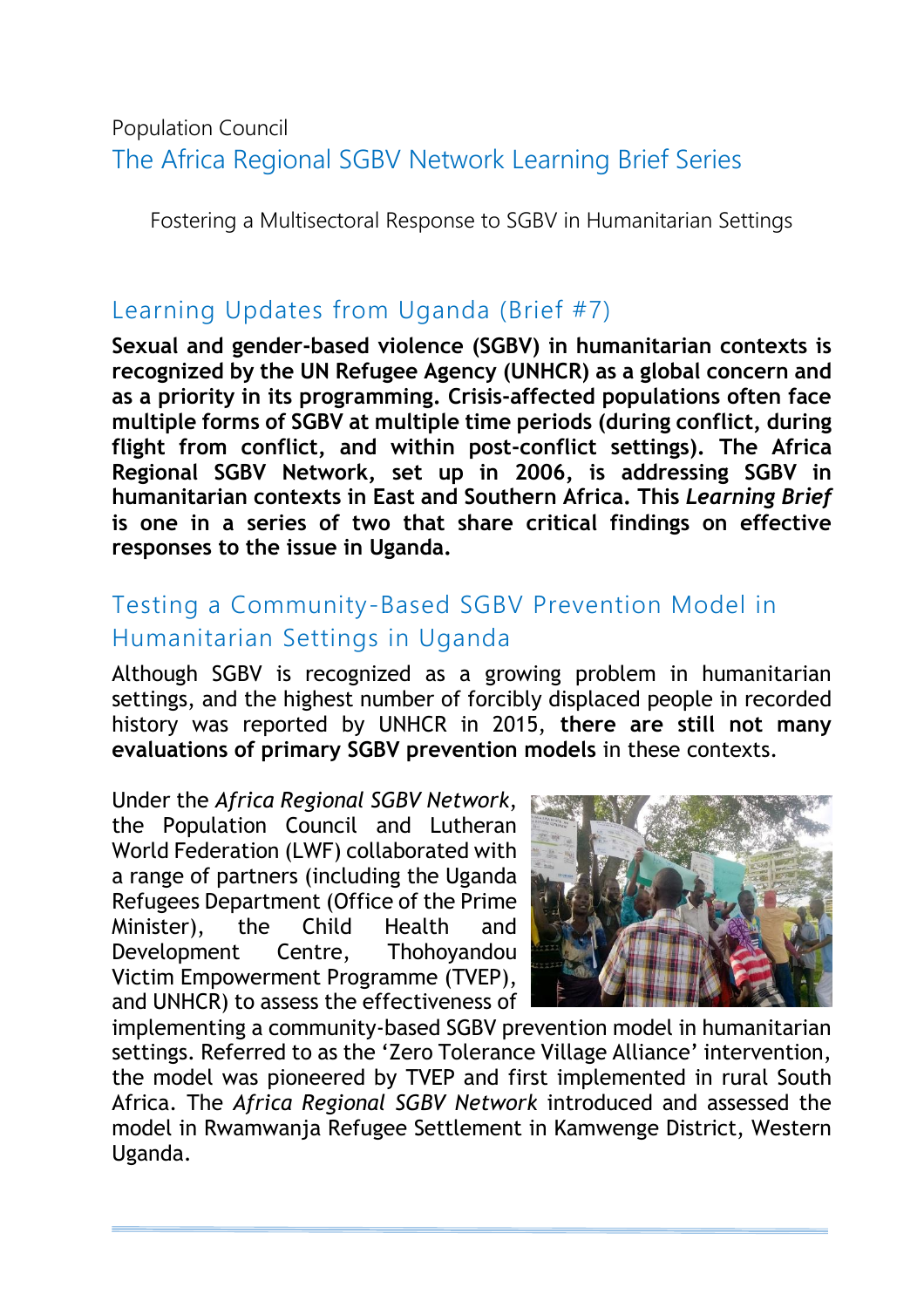Population Council

# The Africa Regional SGBV Network Learning Brief Series

Fostering a Multisectoral Response to SGBV in Humanitarian Settings

## Learning Updates from Uganda (Brief #7)

**Sexual and gender-based violence (SGBV) in humanitarian contexts is recognized by the UN Refugee Agency (UNHCR) as a global concern and as a priority in its programming. Crisis-affected populations often face multiple forms of SGBV at multiple time periods (during conflict, during flight from conflict, and within post-conflict settings). The Africa Regional SGBV Network, set up in 2006, is addressing SGBV in humanitarian contexts in East and Southern Africa. This *Learning Brief* is one in a series of two that share critical findings on effective responses to the issue in Uganda.**

## Testing a Community-Based SGBV Prevention Model in Humanitarian Settings in Uganda

Although SGBV is recognized as a growing problem in humanitarian settings, and the highest number of forcibly displaced people in recorded history was reported by UNHCR in 2015, **there are still not many evaluations of primary SGBV prevention models** in these contexts.

Under the *Africa Regional SGBV Network*, the Population Council and Lutheran World Federation (LWF) collaborated with a range of partners (including the Uganda Refugees Department (Office of the Prime Minister), the Child Health and Development Centre, Thohoyandou Victim Empowerment Programme (TVEP), and UNHCR) to assess the effectiveness of implementing a community-based SGBV prevention model in humanitarian settings. Referred to as the 'Zero Tolerance Village Alliance' intervention, the model was pioneered by TVEP and first implemented in rural South Africa. The *Africa Regional SGBV Network* introduced and assessed the model in Rwamwanja Refugee Settlement in Kamwenge District, Western Uganda.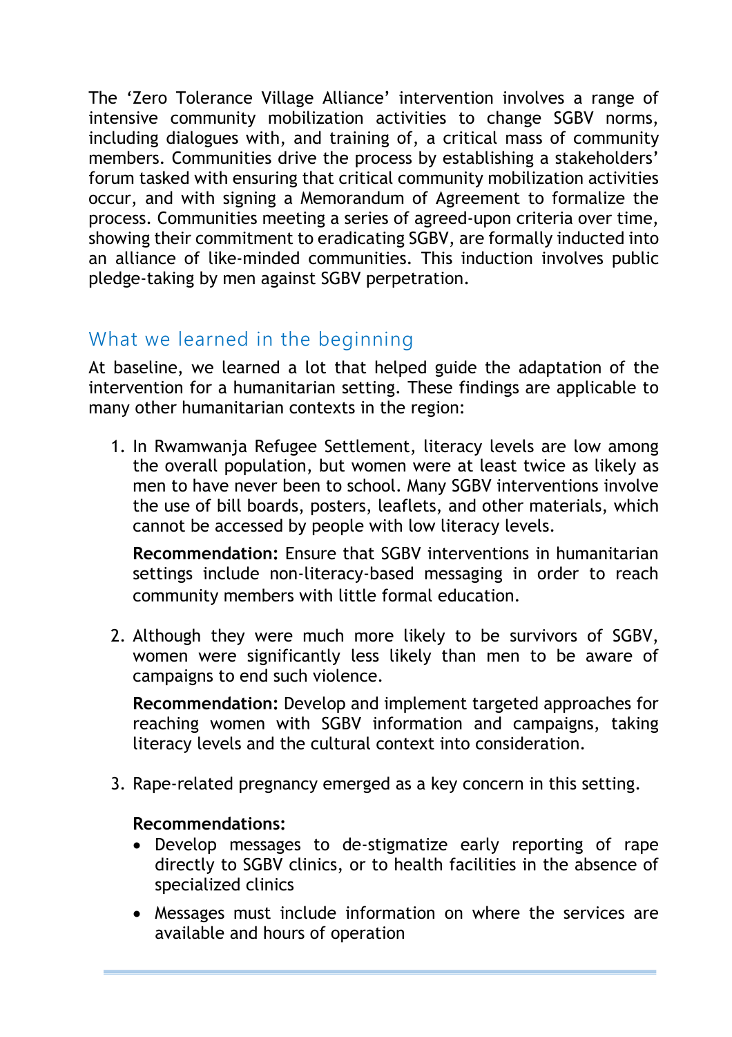The 'Zero Tolerance Village Alliance' intervention involves a range of intensive community mobilization activities to change SGBV norms, including dialogues with, and training of, a critical mass of community members. Communities drive the process by establishing a stakeholders' forum tasked with ensuring that critical community mobilization activities occur, and with signing a Memorandum of Agreement to formalize the process. Communities meeting a series of agreed-upon criteria over time, showing their commitment to eradicating SGBV, are formally inducted into an alliance of like-minded communities. This induction involves public pledge-taking by men against SGBV perpetration.

## What we learned in the beginning

At baseline, we learned a lot that helped guide the adaptation of the intervention for a humanitarian setting. These findings are applicable to many other humanitarian contexts in the region:

1. In Rwamwanja Refugee Settlement, literacy levels are low among the overall population, but women were at least twice as likely as men to have never been to school. Many SGBV interventions involve the use of bill boards, posters, leaflets, and other materials, which cannot be accessed by people with low literacy levels.

   **Recommendation:** Ensure that SGBV interventions in humanitarian settings include non-literacy-based messaging in order to reach community members with little formal education.

2. Although they were much more likely to be survivors of SGBV, women were significantly less likely than men to be aware of campaigns to end such violence.

   **Recommendation:** Develop and implement targeted approaches for reaching women with SGBV information and campaigns, taking literacy levels and the cultural context into consideration.

3. Rape-related pregnancy emerged as a key concern in this setting.

   **Recommendations:**
   - Develop messages to de-stigmatize early reporting of rape directly to SGBV clinics, or to health facilities in the absence of specialized clinics
   - Messages must include information on where the services are available and hours of operation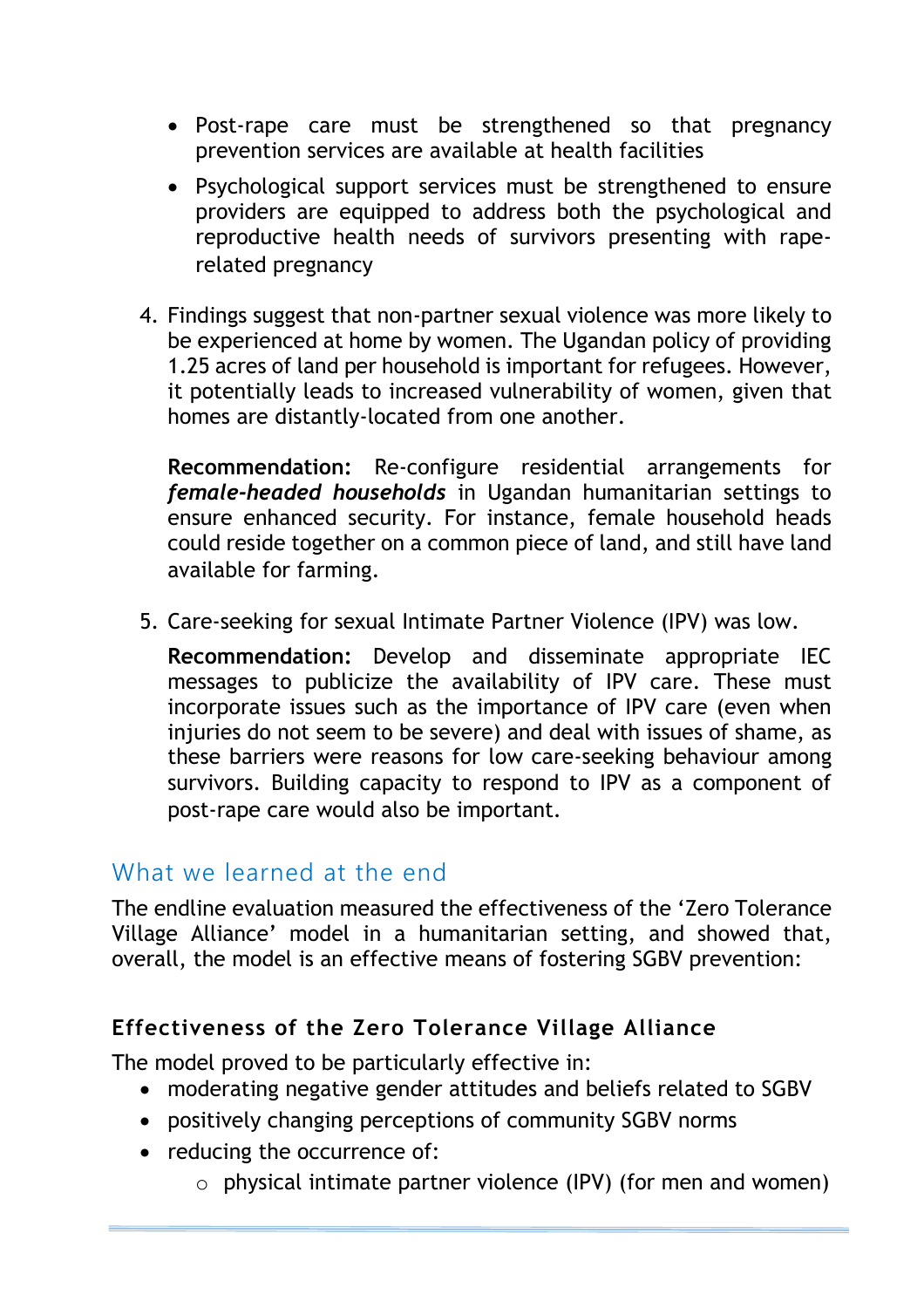- Post-rape care must be strengthened so that pregnancy prevention services are available at health facilities
- Psychological support services must be strengthened to ensure providers are equipped to address both the psychological and reproductive health needs of survivors presenting with rape-related pregnancy

4. Findings suggest that non-partner sexual violence was more likely to be experienced at home by women. The Ugandan policy of providing 1.25 acres of land per household is important for refugees. However, it potentially leads to increased vulnerability of women, given that homes are distantly-located from one another.

   **Recommendation:** Re-configure residential arrangements for ***female-headed households*** in Ugandan humanitarian settings to ensure enhanced security. For instance, female household heads could reside together on a common piece of land, and still have land available for farming.

5. Care-seeking for sexual Intimate Partner Violence (IPV) was low.

   **Recommendation:** Develop and disseminate appropriate IEC messages to publicize the availability of IPV care. These must incorporate issues such as the importance of IPV care (even when injuries do not seem to be severe) and deal with issues of shame, as these barriers were reasons for low care-seeking behaviour among survivors. Building capacity to respond to IPV as a component of post-rape care would also be important.

## What we learned at the end

The endline evaluation measured the effectiveness of the 'Zero Tolerance Village Alliance' model in a humanitarian setting, and showed that, overall, the model is an effective means of fostering SGBV prevention:

### Effectiveness of the Zero Tolerance Village Alliance

The model proved to be particularly effective in:

- moderating negative gender attitudes and beliefs related to SGBV
- positively changing perceptions of community SGBV norms
- reducing the occurrence of:
  - physical intimate partner violence (IPV) (for men and women)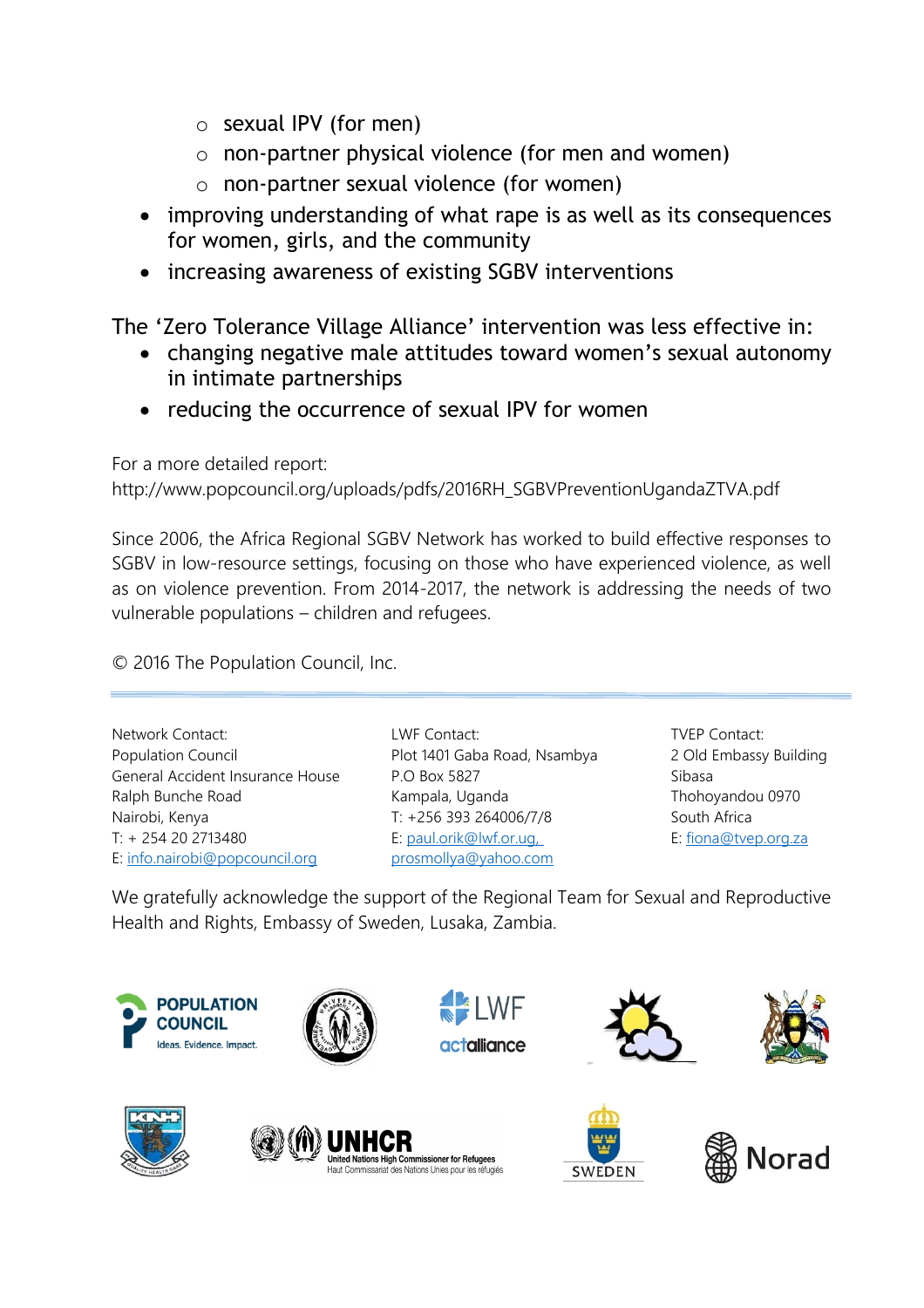- sexual IPV (for men)
  - non-partner physical violence (for men and women)
  - non-partner sexual violence (for women)
- improving understanding of what rape is as well as its consequences for women, girls, and the community
- increasing awareness of existing SGBV interventions

The 'Zero Tolerance Village Alliance' intervention was less effective in:

- changing negative male attitudes toward women's sexual autonomy in intimate partnerships
- reducing the occurrence of sexual IPV for women

For a more detailed report:
http://www.popcouncil.org/uploads/pdfs/2016RH_SGBVPreventionUgandaZTVA.pdf

Since 2006, the Africa Regional SGBV Network has worked to build effective responses to SGBV in low-resource settings, focusing on those who have experienced violence, as well as on violence prevention. From 2014-2017, the network is addressing the needs of two vulnerable populations – children and refugees.

© 2016 The Population Council, Inc.

---

Network Contact:
Population Council
General Accident Insurance House
Ralph Bunche Road
Nairobi, Kenya
T: + 254 20 2713480
E: info.nairobi@popcouncil.org

LWF Contact:
Plot 1401 Gaba Road, Nsambya
P.O Box 5827
Kampala, Uganda
T: +256 393 264006/7/8
E: paul.orik@lwf.or.ug, prosmollya@yahoo.com

TVEP Contact:
2 Old Embassy Building
Sibasa
Thohoyandou 0970
South Africa
E: fiona@tvep.org.za

We gratefully acknowledge the support of the Regional Team for Sexual and Reproductive Health and Rights, Embassy of Sweden, Lusaka, Zambia.